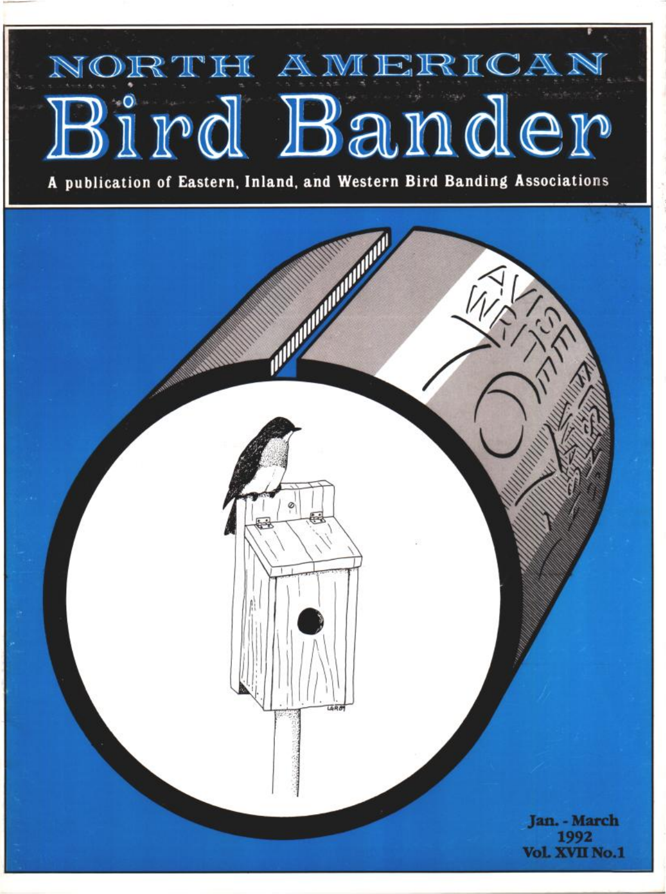# NORTH AMERICAN Bird Bander

A publication of Eastern, Inland, and Western Bird Banding Associations

Jan. - March
1992
Vol. XVII No.1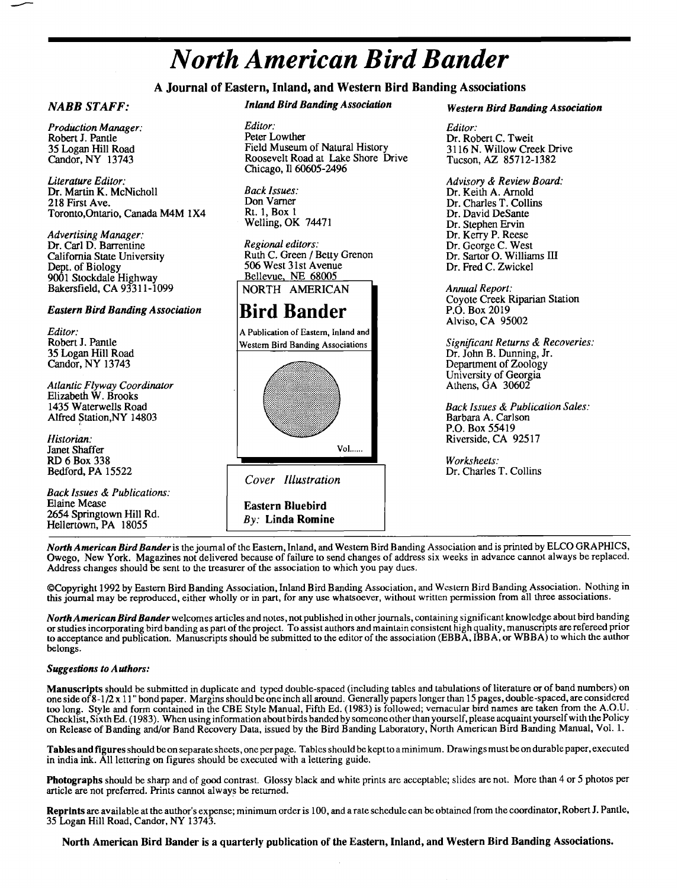# *North American Bird Bander*

**A Journal of Eastern, Inland, and Western Bird Banding Associations**

### *NABB STAFF:*

*Production Manager:*
Robert J. Pantle
35 Logan Hill Road
Candor, NY 13743

*Literature Editor:*
Dr. Martin K. McNicholl
218 First Ave.
Toronto,Ontario, Canada M4M 1X4

*Advertising Manager:*
Dr. Carl D. Barrentine
California State University
Dept. of Biology
9001 Stockdale Highway
Bakersfield, CA 93311-1099

### *Eastern Bird Banding Association*

*Editor:*
Robert J. Pantle
35 Logan Hill Road
Candor, NY 13743

*Atlantic Flyway Coordinator*
Elizabeth W. Brooks
1435 Waterwells Road
Alfred Station,NY 14803

*Historian:*
Janet Shaffer
RD 6 Box 338
Bedford, PA 15522

*Back Issues & Publications:*
Elaine Mease
2654 Springtown Hill Rd.
Hellertown, PA 18055

### *Inland Bird Banding Association*

*Editor:*
Peter Lowther
Field Museum of Natural History
Roosevelt Road at Lake Shore Drive
Chicago, Il 60605-2496

*Back Issues:*
Don Varner
Rt. 1, Box 1
Welling, OK 74471

*Regional editors:*
Ruth C. Green / Betty Grenon
506 West 31st Avenue
Bellevue, NE 68005

NORTH AMERICAN
**Bird Bander**
A Publication of Eastern, Inland and Western Bird Banding Associations
Vol......

*Cover Illustration*

**Eastern Bluebird**
*By:* **Linda Romine**

### *Western Bird Banding Association*

*Editor:*
Dr. Robert C. Tweit
3116 N. Willow Creek Drive
Tucson, AZ 85712-1382

*Advisory & Review Board:*
Dr. Keith A. Arnold
Dr. Charles T. Collins
Dr. David DeSante
Dr. Stephen Ervin
Dr. Kerry P. Reese
Dr. George C. West
Dr. Sartor O. Williams III
Dr. Fred C. Zwickel

*Annual Report:*
Coyote Creek Riparian Station
P.O. Box 2019
Alviso, CA 95002

*Significant Returns & Recoveries:*
Dr. John B. Dunning, Jr.
Department of Zoology
University of Georgia
Athens, GA 30602

*Back Issues & Publication Sales:*
Barbara A. Carlson
P.O. Box 55419
Riverside, CA 92517

*Worksheets:*
Dr. Charles T. Collins

---

***North American Bird Bander*** is the journal of the Eastern, Inland, and Western Bird Banding Association and is printed by ELCO GRAPHICS, Owego, New York. Magazines not delivered because of failure to send changes of address six weeks in advance cannot always be replaced. Address changes should be sent to the treasurer of the association to which you pay dues.

©Copyright 1992 by Eastern Bird Banding Association, Inland Bird Banding Association, and Western Bird Banding Association. Nothing in this journal may be reproduced, either wholly or in part, for any use whatsoever, without written permission from all three associations.

***North American Bird Bander*** welcomes articles and notes, not published in other journals, containing significant knowledge about bird banding or studies incorporating bird banding as part of the project. To assist authors and maintain consistent high quality, manuscripts are refereed prior to acceptance and publication. Manuscripts should be submitted to the editor of the association (EBBA, IBBA, or WBBA) to which the author belongs.

### *Suggestions to Authors:*

**Manuscripts** should be submitted in duplicate and typed double-spaced (including tables and tabulations of literature or of band numbers) on one side of 8-1/2 x 11" bond paper. Margins should be one inch all around. Generally papers longer than 15 pages, double-spaced, are considered too long. Style and form contained in the CBE Style Manual, Fifth Ed. (1983) is followed; vernacular bird names are taken from the A.O.U. Checklist, Sixth Ed. (1983). When using information about birds banded by someone other than yourself, please acquaint yourself with the Policy on Release of Banding and/or Band Recovery Data, issued by the Bird Banding Laboratory, North American Bird Banding Manual, Vol. 1.

**Tables and figures** should be on separate sheets, one per page. Tables should be kept to a minimum. Drawings must be on durable paper, executed in india ink. All lettering on figures should be executed with a lettering guide.

**Photographs** should be sharp and of good contrast. Glossy black and white prints are acceptable; slides are not. More than 4 or 5 photos per article are not preferred. Prints cannot always be returned.

**Reprints** are available at the author's expense; minimum order is 100, and a rate schedule can be obtained from the coordinator, Robert J. Pantle, 35 Logan Hill Road, Candor, NY 13743.

**North American Bird Bander is a quarterly publication of the Eastern, Inland, and Western Bird Banding Associations.**